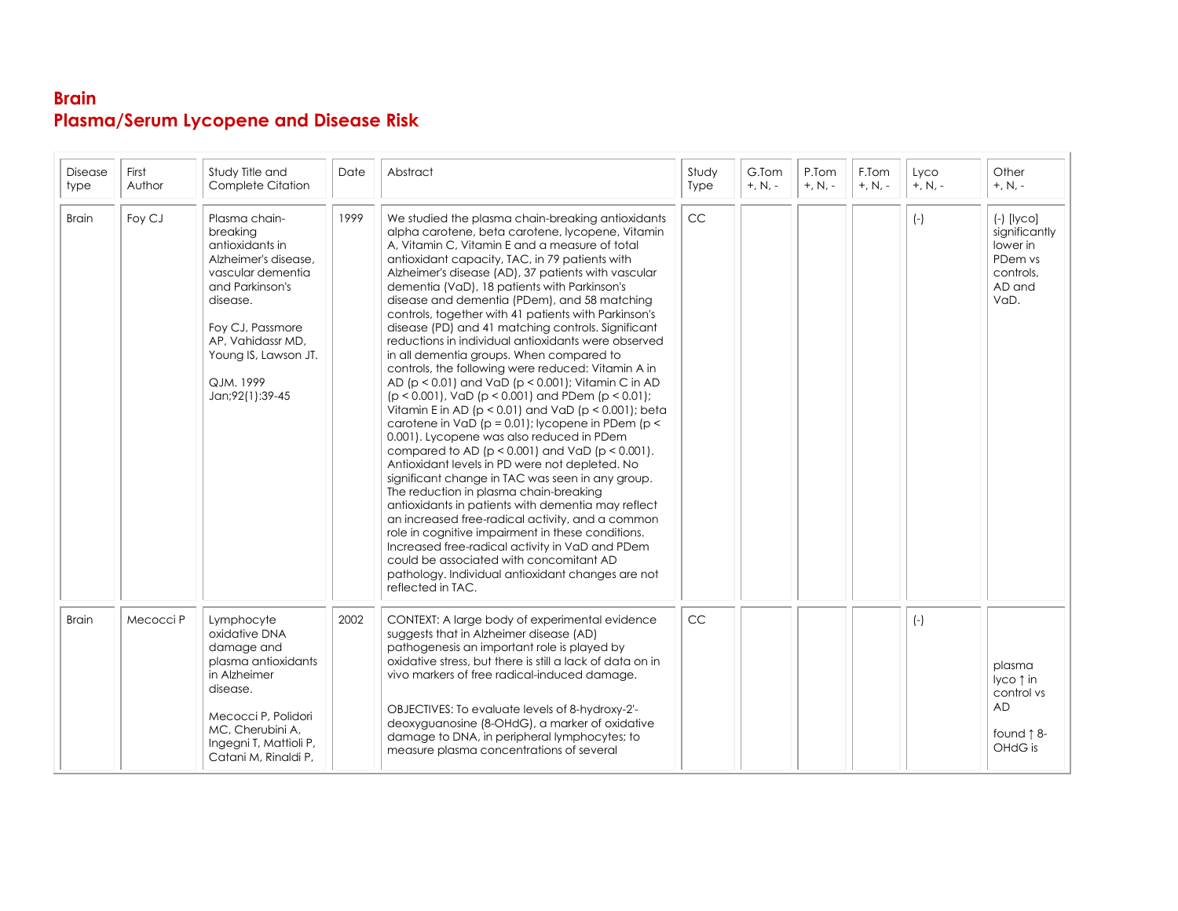# Brain
## Plasma/Serum Lycopene and Disease Risk

| Disease type | First Author | Study Title and Complete Citation | Date | Abstract | Study Type | G.Tom +, N, - | P.Tom +, N, - | F.Tom +, N, - | Lyco +, N, - | Other +, N, - |
|---|---|---|---|---|---|---|---|---|---|---|
| Brain | Foy CJ | Plasma chain-breaking antioxidants in Alzheimer's disease, vascular dementia and Parkinson's disease.<br><br>Foy CJ, Passmore AP, Vahidassr MD, Young IS, Lawson JT.<br><br>QJM. 1999 Jan;92(1):39-45 | 1999 | We studied the plasma chain-breaking antioxidants alpha carotene, beta carotene, lycopene, Vitamin A, Vitamin C, Vitamin E and a measure of total antioxidant capacity, TAC, in 79 patients with Alzheimer's disease (AD), 37 patients with vascular dementia (VaD), 18 patients with Parkinson's disease and dementia (PDem), and 58 matching controls, together with 41 patients with Parkinson's disease (PD) and 41 matching controls. Significant reductions in individual antioxidants were observed in all dementia groups. When compared to controls, the following were reduced: Vitamin A in AD ($p < 0.01$) and VaD ($p < 0.001$); Vitamin C in AD ($p < 0.001$), VaD ($p < 0.001$) and PDem ($p < 0.01$); Vitamin E in AD ($p < 0.01$) and VaD ($p < 0.001$); beta carotene in VaD ($p = 0.01$); lycopene in PDem ($p < 0.001$). Lycopene was also reduced in PDem compared to AD ($p < 0.001$) and VaD ($p < 0.001$). Antioxidant levels in PD were not depleted. No significant change in TAC was seen in any group. The reduction in plasma chain-breaking antioxidants in patients with dementia may reflect an increased free-radical activity, and a common role in cognitive impairment in these conditions. Increased free-radical activity in VaD and PDem could be associated with concomitant AD pathology. Individual antioxidant changes are not reflected in TAC. | CC | | | | (-) | (-) [lyco] significantly lower in PDem vs controls, AD and VaD. |
| Brain | Mecocci P | Lymphocyte oxidative DNA damage and plasma antioxidants in Alzheimer disease.<br><br>Mecocci P, Polidori MC, Cherubini A, Ingegni T, Mattioli P, Catani M, Rinaldi P, | 2002 | CONTEXT: A large body of experimental evidence suggests that in Alzheimer disease (AD) pathogenesis an important role is played by oxidative stress, but there is still a lack of data on in vivo markers of free radical-induced damage.<br><br>OBJECTIVES: To evaluate levels of 8-hydroxy-2'-deoxyguanosine (8-OHdG), a marker of oxidative damage to DNA, in peripheral lymphocytes; to measure plasma concentrations of several | CC | | | | (-) | plasma lyco ↑ in control vs AD<br><br>found ↑ 8-OHdG is |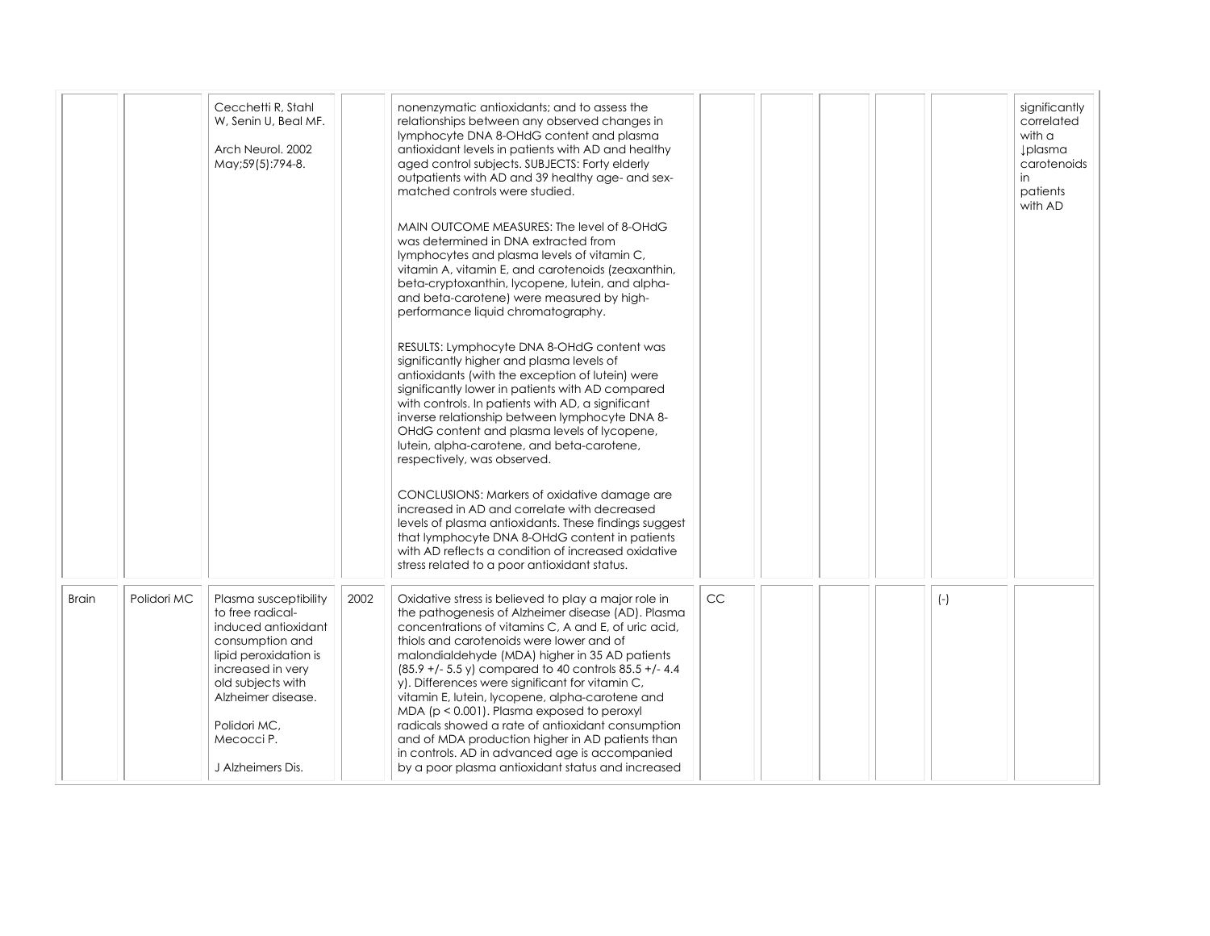| | | | | | | | | | | |
|---|---|---|---|---|---|---|---|---|---|---|
| | | Cecchetti R, Stahl W, Senin U, Beal MF.<br><br>Arch Neurol. 2002 May;59(5):794-8. | | nonenzymatic antioxidants; and to assess the relationships between any observed changes in lymphocyte DNA 8-OHdG content and plasma antioxidant levels in patients with AD and healthy aged control subjects. SUBJECTS: Forty elderly outpatients with AD and 39 healthy age- and sex-matched controls were studied.<br><br>MAIN OUTCOME MEASURES: The level of 8-OHdG was determined in DNA extracted from lymphocytes and plasma levels of vitamin C, vitamin A, vitamin E, and carotenoids (zeaxanthin, beta-cryptoxanthin, lycopene, lutein, and alpha- and beta-carotene) were measured by high-performance liquid chromatography.<br><br>RESULTS: Lymphocyte DNA 8-OHdG content was significantly higher and plasma levels of antioxidants (with the exception of lutein) were significantly lower in patients with AD compared with controls. In patients with AD, a significant inverse relationship between lymphocyte DNA 8-OHdG content and plasma levels of lycopene, lutein, alpha-carotene, and beta-carotene, respectively, was observed.<br><br>CONCLUSIONS: Markers of oxidative damage are increased in AD and correlate with decreased levels of plasma antioxidants. These findings suggest that lymphocyte DNA 8-OHdG content in patients with AD reflects a condition of increased oxidative stress related to a poor antioxidant status. | | | | | | significantly correlated with a ↓plasma carotenoids in patients with AD |
| Brain | Polidori MC | Plasma susceptibility to free radical-induced antioxidant consumption and lipid peroxidation is increased in very old subjects with Alzheimer disease.<br><br>Polidori MC, Mecocci P.<br><br>J Alzheimers Dis. | 2002 | Oxidative stress is believed to play a major role in the pathogenesis of Alzheimer disease (AD). Plasma concentrations of vitamins C, A and E, of uric acid, thiols and carotenoids were lower and of malondialdehyde (MDA) higher in 35 AD patients (85.9 +/- 5.5 y) compared to 40 controls 85.5 +/- 4.4 y). Differences were significant for vitamin C, vitamin E, lutein, lycopene, alpha-carotene and MDA ($p < 0.001$). Plasma exposed to peroxyl radicals showed a rate of antioxidant consumption and of MDA production higher in AD patients than in controls. AD in advanced age is accompanied by a poor plasma antioxidant status and increased | CC | | | | (-) | |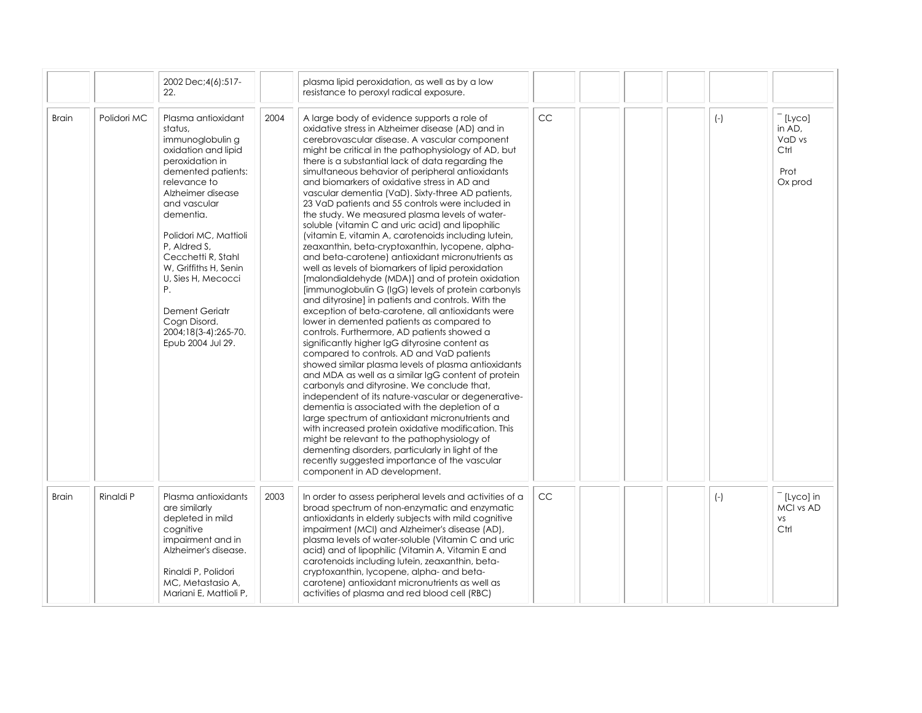|  |  |  |  |  |  |  |  |  |  |  |
|---|---|---|---|---|---|---|---|---|---|---|
|  |  | 2002 Dec;4(6):517-22. |  | plasma lipid peroxidation, as well as by a low resistance to peroxyl radical exposure. |  |  |  |  |  |  |
| Brain | Polidori MC | Plasma antioxidant status, immunoglobulin g oxidation and lipid peroxidation in demented patients: relevance to Alzheimer disease and vascular dementia.<br><br>Polidori MC, Mattioli P, Aldred S, Cecchetti R, Stahl W, Griffiths H, Senin U, Sies H, Mecocci P.<br><br>Dement Geriatr Cogn Disord. 2004;18(3-4):265-70. Epub 2004 Jul 29. | 2004 | A large body of evidence supports a role of oxidative stress in Alzheimer disease (AD) and in cerebrovascular disease. A vascular component might be critical in the pathophysiology of AD, but there is a substantial lack of data regarding the simultaneous behavior of peripheral antioxidants and biomarkers of oxidative stress in AD and vascular dementia (VaD). Sixty-three AD patients, 23 VaD patients and 55 controls were included in the study. We measured plasma levels of water-soluble (vitamin C and uric acid) and lipophilic (vitamin E, vitamin A, carotenoids including lutein, zeaxanthin, beta-cryptoxanthin, lycopene, alpha- and beta-carotene) antioxidant micronutrients as well as levels of biomarkers of lipid peroxidation [malondialdehyde (MDA)] and of protein oxidation [immunoglobulin G (IgG) levels of protein carbonyls and dityrosine] in patients and controls. With the exception of beta-carotene, all antioxidants were lower in demented patients as compared to controls. Furthermore, AD patients showed a significantly higher IgG dityrosine content as compared to controls. AD and VaD patients showed similar plasma levels of plasma antioxidants and MDA as well as a similar IgG content of protein carbonyls and dityrosine. We conclude that, independent of its nature-vascular or degenerative-dementia is associated with the depletion of a large spectrum of antioxidant micronutrients and with increased protein oxidative modification. This might be relevant to the pathophysiology of dementing disorders, particularly in light of the recently suggested importance of the vascular component in AD development. | CC |  |  |  | (-) | ¯ [Lyco] in AD, VaD vs Ctrl<br><br>Prot Ox prod |
| Brain | Rinaldi P | Plasma antioxidants are similarly depleted in mild cognitive impairment and in Alzheimer's disease.<br><br>Rinaldi P, Polidori MC, Metastasio A, Mariani E, Mattioli P, | 2003 | In order to assess peripheral levels and activities of a broad spectrum of non-enzymatic and enzymatic antioxidants in elderly subjects with mild cognitive impairment (MCI) and Alzheimer's disease (AD), plasma levels of water-soluble (Vitamin C and uric acid) and of lipophilic (Vitamin A, Vitamin E and carotenoids including lutein, zeaxanthin, beta-cryptoxanthin, lycopene, alpha- and beta-carotene) antioxidant micronutrients as well as activities of plasma and red blood cell (RBC) | CC |  |  |  | (-) | ¯ [Lyco] in MCI vs AD vs Ctrl |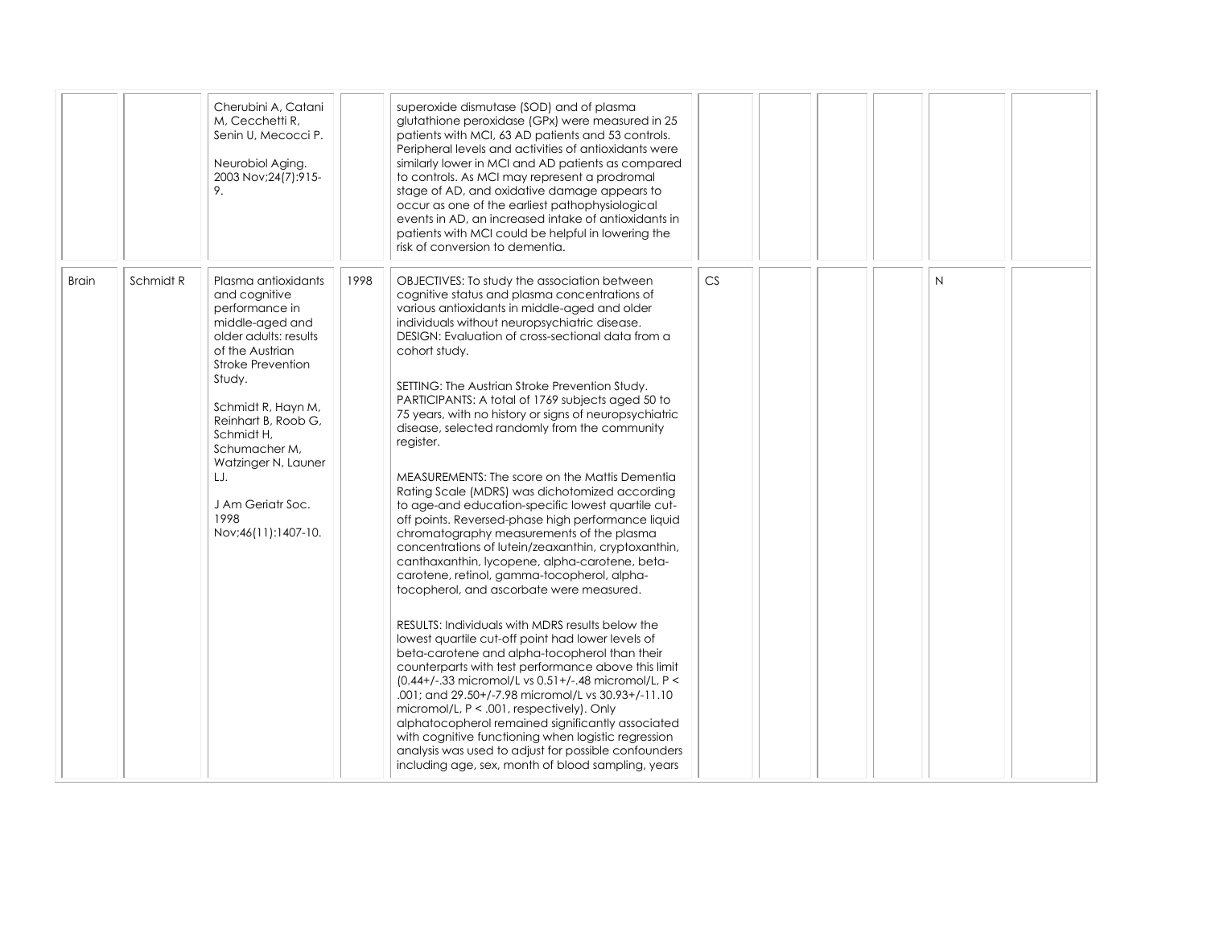|  |  |  |  |  |  |  |  |  |  |  |
|---|---|---|---|---|---|---|---|---|---|---|
|  |  | Cherubini A, Catani M, Cecchetti R, Senin U, Mecocci P.<br><br>Neurobiol Aging. 2003 Nov;24(7):915-9. |  | superoxide dismutase (SOD) and of plasma glutathione peroxidase (GPx) were measured in 25 patients with MCI, 63 AD patients and 53 controls. Peripheral levels and activities of antioxidants were similarly lower in MCI and AD patients as compared to controls. As MCI may represent a prodromal stage of AD, and oxidative damage appears to occur as one of the earliest pathophysiological events in AD, an increased intake of antioxidants in patients with MCI could be helpful in lowering the risk of conversion to dementia. |  |  |  |  |  |  |
| Brain | Schmidt R | Plasma antioxidants and cognitive performance in middle-aged and older adults: results of the Austrian Stroke Prevention Study.<br><br>Schmidt R, Hayn M, Reinhart B, Roob G, Schmidt H, Schumacher M, Watzinger N, Launer LJ.<br><br>J Am Geriatr Soc. 1998 Nov;46(11):1407-10. | 1998 | OBJECTIVES: To study the association between cognitive status and plasma concentrations of various antioxidants in middle-aged and older individuals without neuropsychiatric disease. DESIGN: Evaluation of cross-sectional data from a cohort study.<br><br>SETTING: The Austrian Stroke Prevention Study. PARTICIPANTS: A total of 1769 subjects aged 50 to 75 years, with no history or signs of neuropsychiatric disease, selected randomly from the community register.<br><br>MEASUREMENTS: The score on the Mattis Dementia Rating Scale (MDRS) was dichotomized according to age-and education-specific lowest quartile cut-off points. Reversed-phase high performance liquid chromatography measurements of the plasma concentrations of lutein/zeaxanthin, cryptoxanthin, canthaxanthin, lycopene, alpha-carotene, beta-carotene, retinol, gamma-tocopherol, alpha-tocopherol, and ascorbate were measured.<br><br>RESULTS: Individuals with MDRS results below the lowest quartile cut-off point had lower levels of beta-carotene and alpha-tocopherol than their counterparts with test performance above this limit (0.44+/-.33 micromol/L vs 0.51+/-.48 micromol/L, P < .001; and 29.50+/-7.98 micromol/L vs 30.93+/-11.10 micromol/L, P < .001, respectively). Only alphatocopherol remained significantly associated with cognitive functioning when logistic regression analysis was used to adjust for possible confounders including age, sex, month of blood sampling, years | CS |  |  |  | N |  |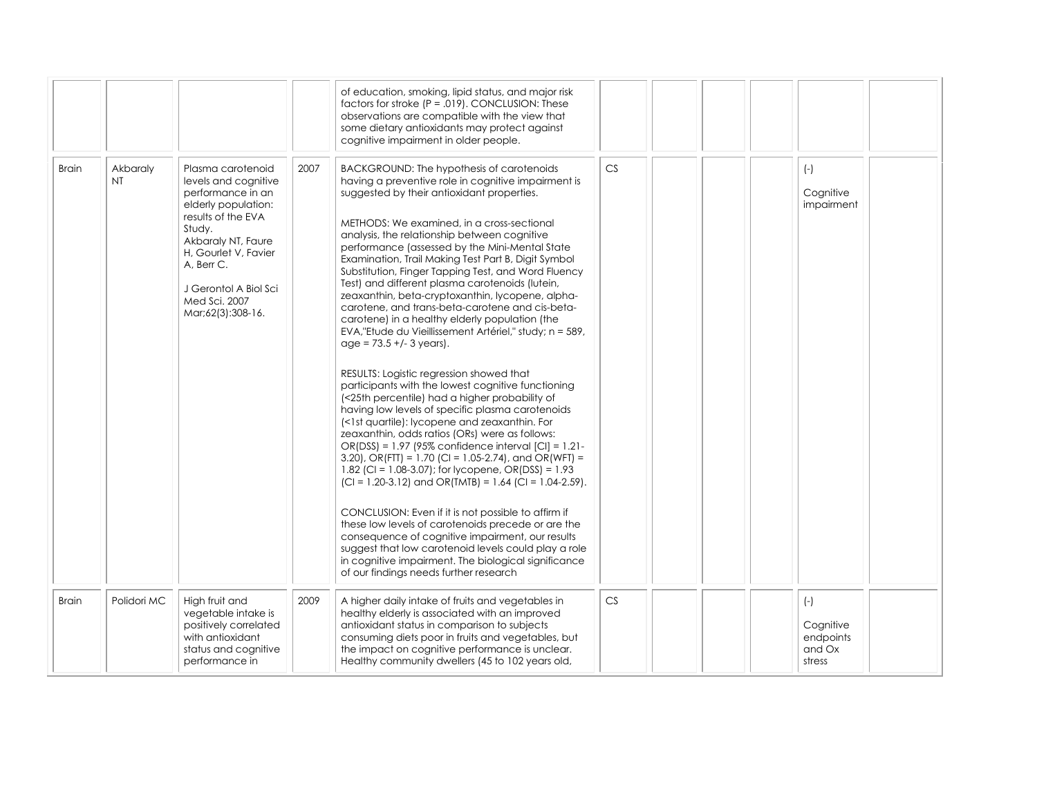| | | | | | | | | | | |
|---|---|---|---|---|---|---|---|---|---|---|
| | | | | of education, smoking, lipid status, and major risk factors for stroke (P = .019). CONCLUSION: These observations are compatible with the view that some dietary antioxidants may protect against cognitive impairment in older people. | | | | | | |
| Brain | Akbaraly NT | Plasma carotenoid levels and cognitive performance in an elderly population: results of the EVA Study. Akbaraly NT, Faure H, Gourlet V, Favier A, Berr C. J Gerontol A Biol Sci Med Sci. 2007 Mar;62(3):308-16. | 2007 | BACKGROUND: The hypothesis of carotenoids having a preventive role in cognitive impairment is suggested by their antioxidant properties. METHODS: We examined, in a cross-sectional analysis, the relationship between cognitive performance (assessed by the Mini-Mental State Examination, Trail Making Test Part B, Digit Symbol Substitution, Finger Tapping Test, and Word Fluency Test) and different plasma carotenoids (lutein, zeaxanthin, beta-cryptoxanthin, lycopene, alpha-carotene, and trans-beta-carotene and cis-beta-carotene) in a healthy elderly population (the EVA,"Etude du Vieillissement Artériel," study; n = 589, age = 73.5 +/- 3 years). RESULTS: Logistic regression showed that participants with the lowest cognitive functioning (<25th percentile) had a higher probability of having low levels of specific plasma carotenoids (<1st quartile): lycopene and zeaxanthin. For zeaxanthin, odds ratios (ORs) were as follows: OR(DSS) = 1.97 (95% confidence interval [CI] = 1.21-3.20), OR(FTT) = 1.70 (CI = 1.05-2.74), and OR(WFT) = 1.82 (CI = 1.08-3.07); for lycopene, OR(DSS) = 1.93 (CI = 1.20-3.12) and OR(TMTB) = 1.64 (CI = 1.04-2.59). CONCLUSION: Even if it is not possible to affirm if these low levels of carotenoids precede or are the consequence of cognitive impairment, our results suggest that low carotenoid levels could play a role in cognitive impairment. The biological significance of our findings needs further research | CS | | | | (-) Cognitive impairment | |
| Brain | Polidori MC | High fruit and vegetable intake is positively correlated with antioxidant status and cognitive performance in | 2009 | A higher daily intake of fruits and vegetables in healthy elderly is associated with an improved antioxidant status in comparison to subjects consuming diets poor in fruits and vegetables, but the impact on cognitive performance is unclear. Healthy community dwellers (45 to 102 years old, | CS | | | | (-) Cognitive endpoints and Ox stress | |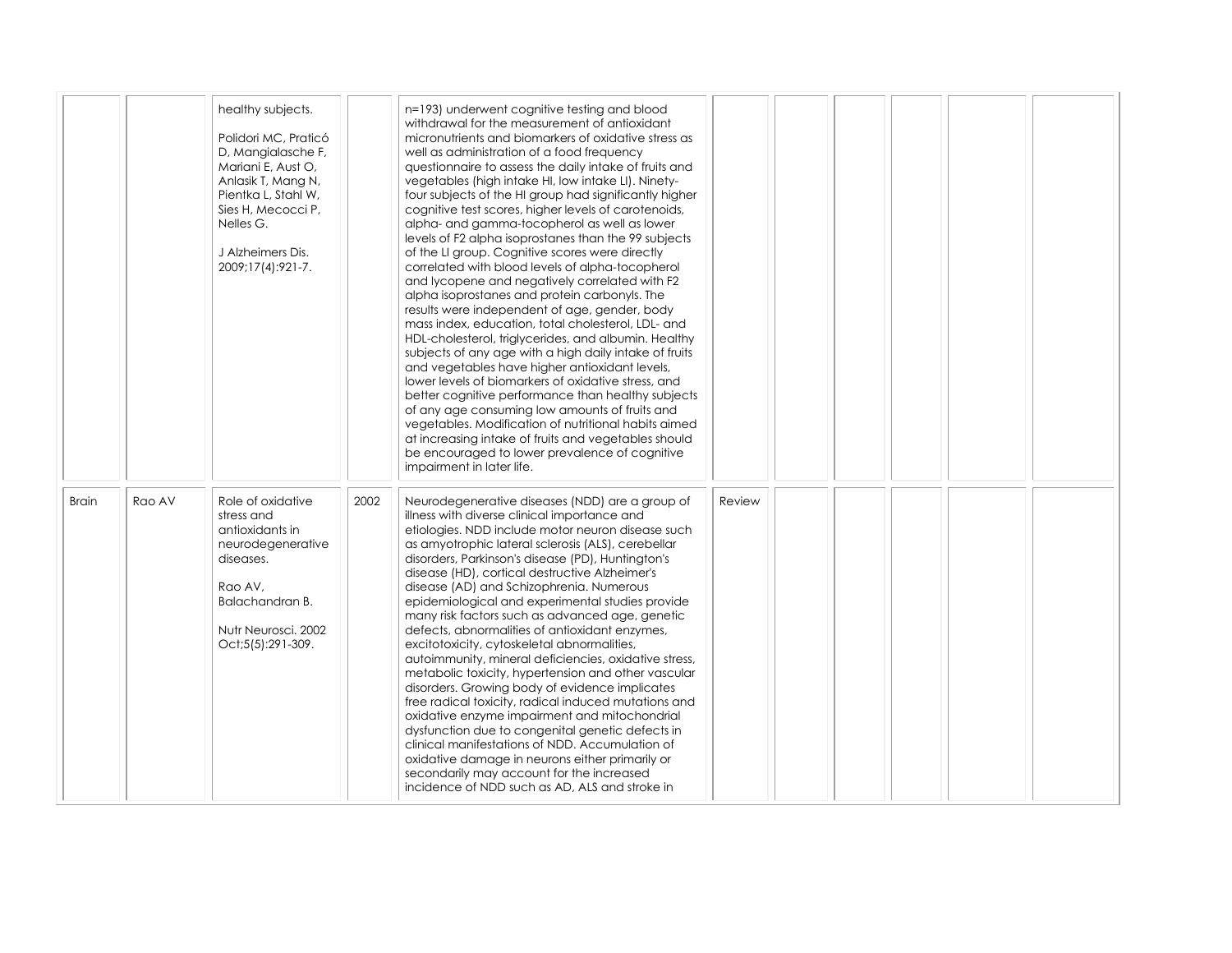| | | | | | | | | | | |
|---|---|---|---|---|---|---|---|---|---|---|
| | | healthy subjects.<br><br>Polidori MC, Praticó D, Mangialasche F, Mariani E, Aust O, Anlasik T, Mang N, Pientka L, Stahl W, Sies H, Mecocci P, Nelles G.<br><br>J Alzheimers Dis. 2009;17(4):921-7. | | n=193) underwent cognitive testing and blood withdrawal for the measurement of antioxidant micronutrients and biomarkers of oxidative stress as well as administration of a food frequency questionnaire to assess the daily intake of fruits and vegetables (high intake HI, low intake LI). Ninety-four subjects of the HI group had significantly higher cognitive test scores, higher levels of carotenoids, alpha- and gamma-tocopherol as well as lower levels of F2 alpha isoprostanes than the 99 subjects of the LI group. Cognitive scores were directly correlated with blood levels of alpha-tocopherol and lycopene and negatively correlated with F2 alpha isoprostanes and protein carbonyls. The results were independent of age, gender, body mass index, education, total cholesterol, LDL- and HDL-cholesterol, triglycerides, and albumin. Healthy subjects of any age with a high daily intake of fruits and vegetables have higher antioxidant levels, lower levels of biomarkers of oxidative stress, and better cognitive performance than healthy subjects of any age consuming low amounts of fruits and vegetables. Modification of nutritional habits aimed at increasing intake of fruits and vegetables should be encouraged to lower prevalence of cognitive impairment in later life. | | | | | | |
| Brain | Rao AV | Role of oxidative stress and antioxidants in neurodegenerative diseases.<br><br>Rao AV, Balachandran B.<br><br>Nutr Neurosci. 2002 Oct;5(5):291-309. | 2002 | Neurodegenerative diseases (NDD) are a group of illness with diverse clinical importance and etiologies. NDD include motor neuron disease such as amyotrophic lateral sclerosis (ALS), cerebellar disorders, Parkinson's disease (PD), Huntington's disease (HD), cortical destructive Alzheimer's disease (AD) and Schizophrenia. Numerous epidemiological and experimental studies provide many risk factors such as advanced age, genetic defects, abnormalities of antioxidant enzymes, excitotoxicity, cytoskeletal abnormalities, autoimmunity, mineral deficiencies, oxidative stress, metabolic toxicity, hypertension and other vascular disorders. Growing body of evidence implicates free radical toxicity, radical induced mutations and oxidative enzyme impairment and mitochondrial dysfunction due to congenital genetic defects in clinical manifestations of NDD. Accumulation of oxidative damage in neurons either primarily or secondarily may account for the increased incidence of NDD such as AD, ALS and stroke in | Review | | | | | |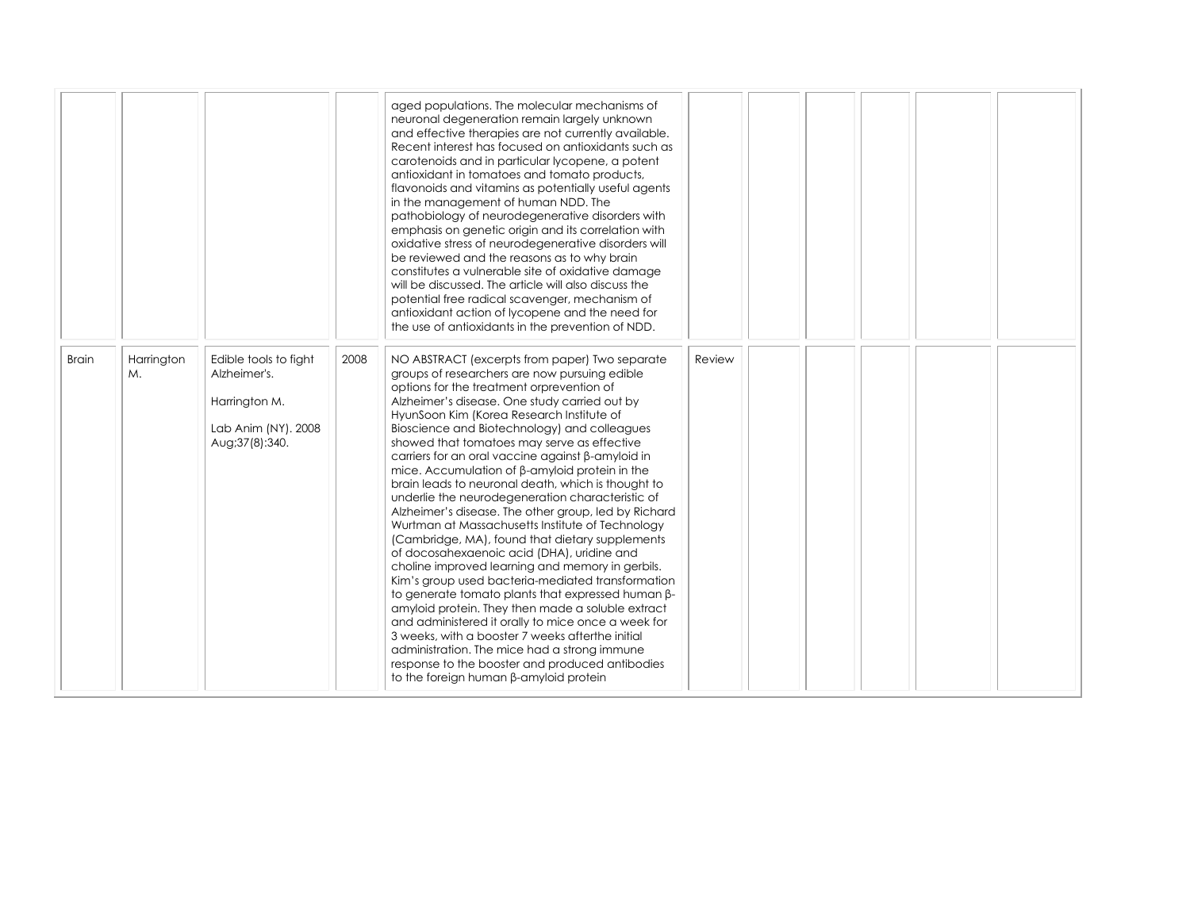| | | | | | | | | | | |
|---|---|---|---|---|---|---|---|---|---|---|
| | | | | aged populations. The molecular mechanisms of neuronal degeneration remain largely unknown and effective therapies are not currently available. Recent interest has focused on antioxidants such as carotenoids and in particular lycopene, a potent antioxidant in tomatoes and tomato products, flavonoids and vitamins as potentially useful agents in the management of human NDD. The pathobiology of neurodegenerative disorders with emphasis on genetic origin and its correlation with oxidative stress of neurodegenerative disorders will be reviewed and the reasons as to why brain constitutes a vulnerable site of oxidative damage will be discussed. The article will also discuss the potential free radical scavenger, mechanism of antioxidant action of lycopene and the need for the use of antioxidants in the prevention of NDD. | | | | | | |
| Brain | Harrington M. | Edible tools to fight Alzheimer's.<br><br>Harrington M.<br><br>Lab Anim (NY). 2008 Aug;37(8):340. | 2008 | NO ABSTRACT (excerpts from paper) Two separate groups of researchers are now pursuing edible options for the treatment orprevention of Alzheimer's disease. One study carried out by HyunSoon Kim (Korea Research Institute of Bioscience and Biotechnology) and colleagues showed that tomatoes may serve as effective carriers for an oral vaccine against β-amyloid in mice. Accumulation of β-amyloid protein in the brain leads to neuronal death, which is thought to underlie the neurodegeneration characteristic of Alzheimer's disease. The other group, led by Richard Wurtman at Massachusetts Institute of Technology (Cambridge, MA), found that dietary supplements of docosahexaenoic acid (DHA), uridine and choline improved learning and memory in gerbils. Kim's group used bacteria-mediated transformation to generate tomato plants that expressed human β-amyloid protein. They then made a soluble extract and administered it orally to mice once a week for 3 weeks, with a booster 7 weeks afterthe initial administration. The mice had a strong immune response to the booster and produced antibodies to the foreign human β-amyloid protein | Review | | | | | |